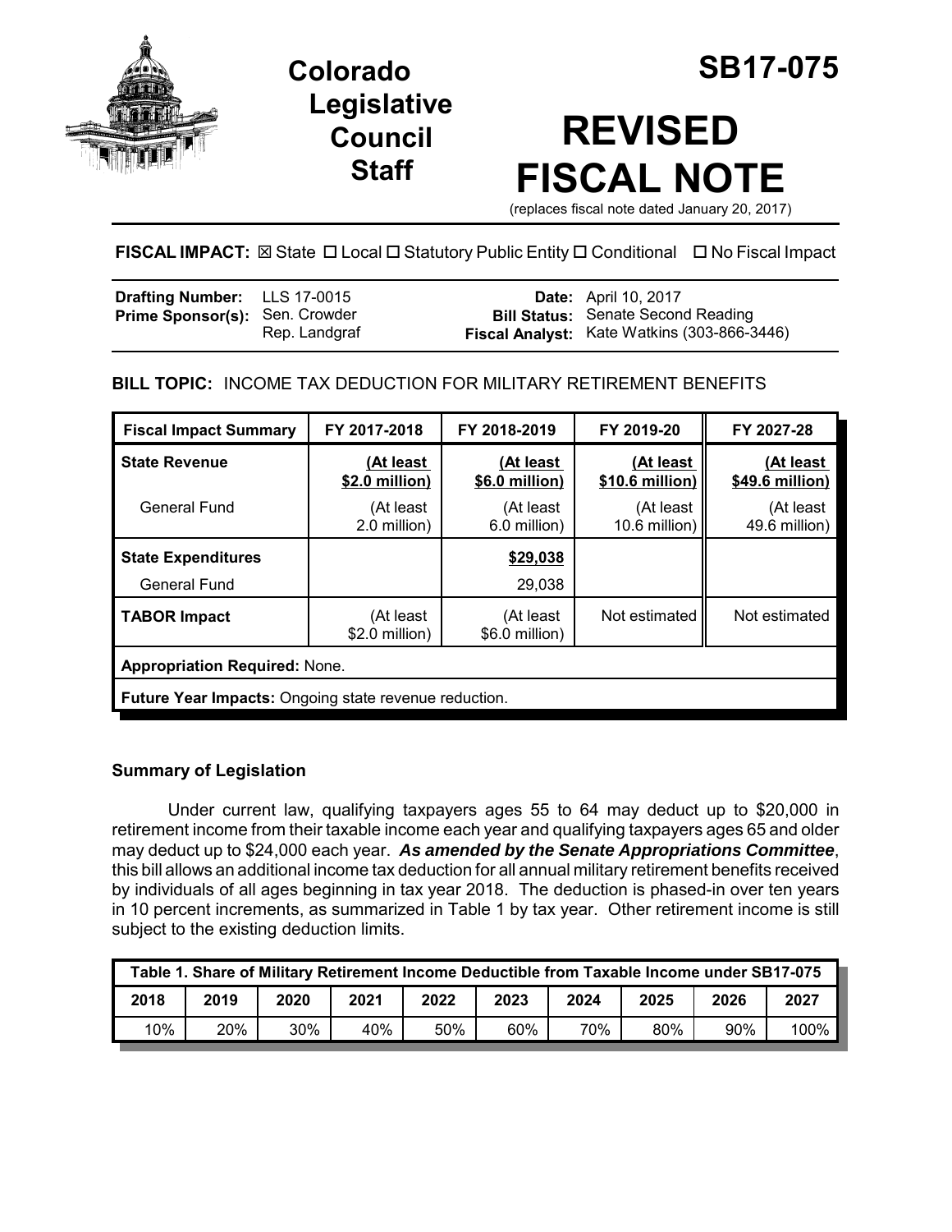# Colorado Legislative Council Staff

# SB17-075

# REVISED FISCAL NOTE

(replaces fiscal note dated January 20, 2017)

**FISCAL IMPACT:** ☒ State ☐ Local ☐ Statutory Public Entity ☐ Conditional ☐ No Fiscal Impact

| | | | |
|---|---|---|---|
| **Drafting Number:** | LLS 17-0015 | **Date:** | April 10, 2017 |
| **Prime Sponsor(s):** | Sen. Crowder<br>Rep. Landgraf | **Bill Status:** | Senate Second Reading |
| | | **Fiscal Analyst:** | Kate Watkins (303-866-3446) |

**BILL TOPIC:** INCOME TAX DEDUCTION FOR MILITARY RETIREMENT BENEFITS

| Fiscal Impact Summary | FY 2017-2018 | FY 2018-2019 | FY 2019-20 | FY 2027-28 |
|---|---|---|---|---|
| **State Revenue** | (At least $2.0 million) | (At least $6.0 million) | (At least $10.6 million) | (At least $49.6 million) |
| General Fund | (At least 2.0 million) | (At least 6.0 million) | (At least 10.6 million) | (At least 49.6 million) |
| **State Expenditures** | | $29,038 | | |
| General Fund | | 29,038 | | |
| **TABOR Impact** | (At least $2.0 million) | (At least $6.0 million) | Not estimated | Not estimated |
| **Appropriation Required:** None. | | | | |
| **Future Year Impacts:** Ongoing state revenue reduction. | | | | |

## Summary of Legislation

Under current law, qualifying taxpayers ages 55 to 64 may deduct up to $20,000 in retirement income from their taxable income each year and qualifying taxpayers ages 65 and older may deduct up to $24,000 each year. ***As amended by the Senate Appropriations Committee***, this bill allows an additional income tax deduction for all annual military retirement benefits received by individuals of all ages beginning in tax year 2018. The deduction is phased-in over ten years in 10 percent increments, as summarized in Table 1 by tax year. Other retirement income is still subject to the existing deduction limits.

| Table 1. Share of Military Retirement Income Deductible from Taxable Income under SB17-075 | | | | | | | | | |
|---|---|---|---|---|---|---|---|---|---|
| 2018 | 2019 | 2020 | 2021 | 2022 | 2023 | 2024 | 2025 | 2026 | 2027 |
| 10% | 20% | 30% | 40% | 50% | 60% | 70% | 80% | 90% | 100% |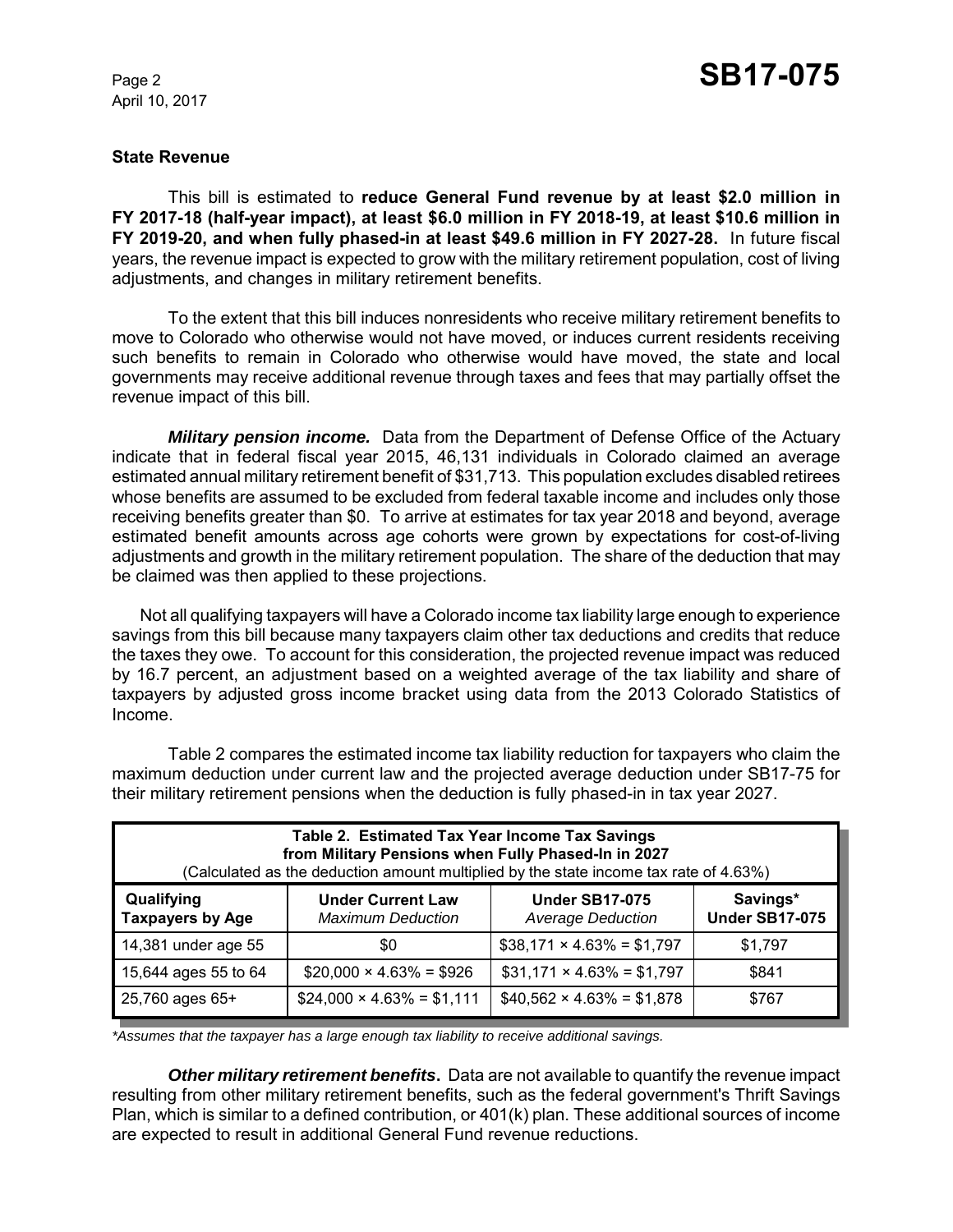### State Revenue

This bill is estimated to **reduce General Fund revenue by at least $2.0 million in FY 2017-18 (half-year impact), at least $6.0 million in FY 2018-19, at least $10.6 million in FY 2019-20, and when fully phased-in at least $49.6 million in FY 2027-28.** In future fiscal years, the revenue impact is expected to grow with the military retirement population, cost of living adjustments, and changes in military retirement benefits.

To the extent that this bill induces nonresidents who receive military retirement benefits to move to Colorado who otherwise would not have moved, or induces current residents receiving such benefits to remain in Colorado who otherwise would have moved, the state and local governments may receive additional revenue through taxes and fees that may partially offset the revenue impact of this bill.

***Military pension income.*** Data from the Department of Defense Office of the Actuary indicate that in federal fiscal year 2015, 46,131 individuals in Colorado claimed an average estimated annual military retirement benefit of $31,713. This population excludes disabled retirees whose benefits are assumed to be excluded from federal taxable income and includes only those receiving benefits greater than $0. To arrive at estimates for tax year 2018 and beyond, average estimated benefit amounts across age cohorts were grown by expectations for cost-of-living adjustments and growth in the military retirement population. The share of the deduction that may be claimed was then applied to these projections.

Not all qualifying taxpayers will have a Colorado income tax liability large enough to experience savings from this bill because many taxpayers claim other tax deductions and credits that reduce the taxes they owe. To account for this consideration, the projected revenue impact was reduced by 16.7 percent, an adjustment based on a weighted average of the tax liability and share of taxpayers by adjusted gross income bracket using data from the 2013 Colorado Statistics of Income.

Table 2 compares the estimated income tax liability reduction for taxpayers who claim the maximum deduction under current law and the projected average deduction under SB17-75 for their military retirement pensions when the deduction is fully phased-in in tax year 2027.

**Table 2. Estimated Tax Year Income Tax Savings from Military Pensions when Fully Phased-In in 2027**
(Calculated as the deduction amount multiplied by the state income tax rate of 4.63%)

| Qualifying Taxpayers by Age | Under Current Law *Maximum Deduction* | Under SB17-075 *Average Deduction* | Savings* Under SB17-075 |
|---|---|---|---|
| 14,381 under age 55 | $0 | $38,171 × 4.63% = $1,797 | $1,797 |
| 15,644 ages 55 to 64 | $20,000 × 4.63% = $926 | $31,171 × 4.63% = $1,797 | $841 |
| 25,760 ages 65+ | $24,000 × 4.63% = $1,111 | $40,562 × 4.63% = $1,878 | $767 |

**Assumes that the taxpayer has a large enough tax liability to receive additional savings.*

***Other military retirement benefits*.** Data are not available to quantify the revenue impact resulting from other military retirement benefits, such as the federal government's Thrift Savings Plan, which is similar to a defined contribution, or 401(k) plan. These additional sources of income are expected to result in additional General Fund revenue reductions.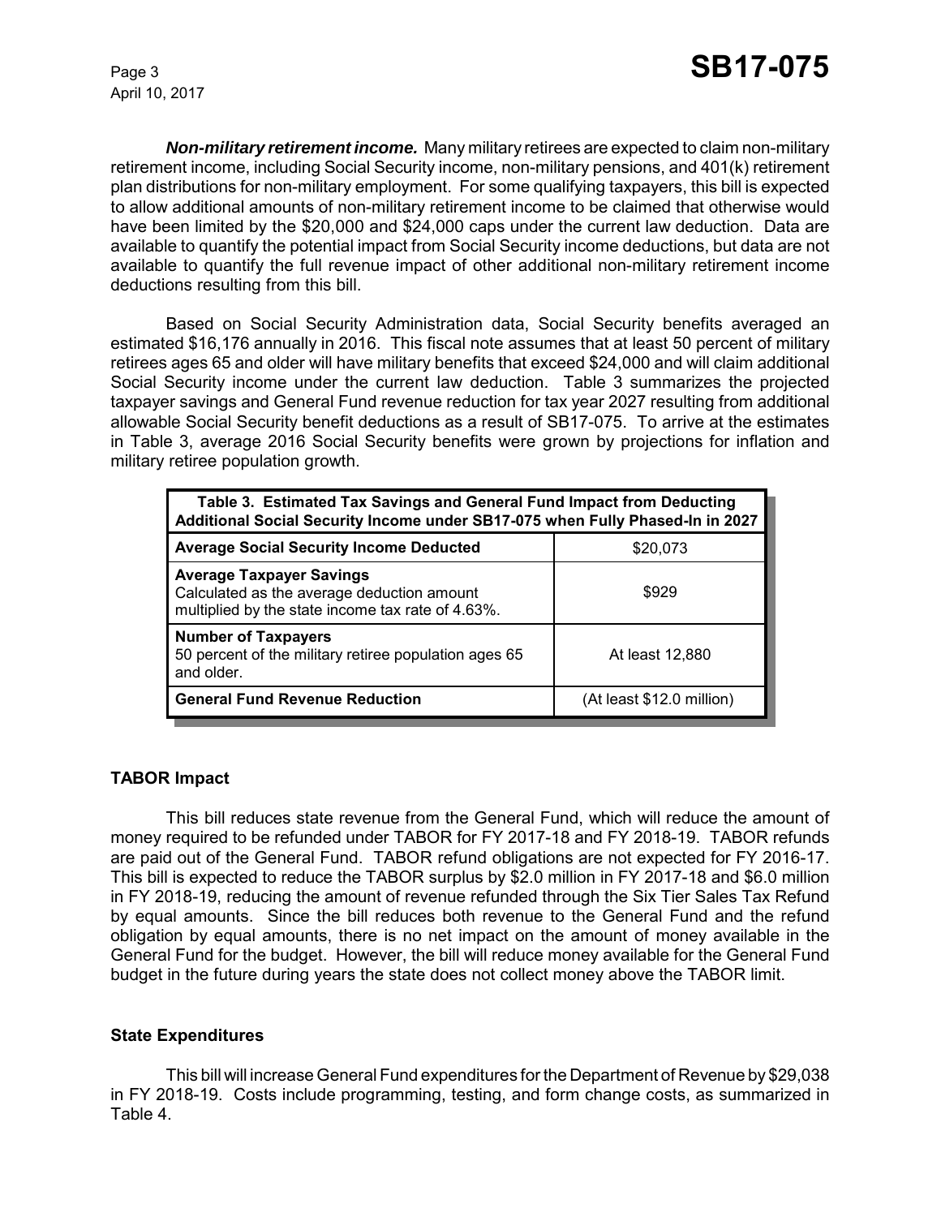***Non-military retirement income.*** Many military retirees are expected to claim non-military retirement income, including Social Security income, non-military pensions, and 401(k) retirement plan distributions for non-military employment. For some qualifying taxpayers, this bill is expected to allow additional amounts of non-military retirement income to be claimed that otherwise would have been limited by the $20,000 and $24,000 caps under the current law deduction. Data are available to quantify the potential impact from Social Security income deductions, but data are not available to quantify the full revenue impact of other additional non-military retirement income deductions resulting from this bill.

Based on Social Security Administration data, Social Security benefits averaged an estimated $16,176 annually in 2016. This fiscal note assumes that at least 50 percent of military retirees ages 65 and older will have military benefits that exceed $24,000 and will claim additional Social Security income under the current law deduction. Table 3 summarizes the projected taxpayer savings and General Fund revenue reduction for tax year 2027 resulting from additional allowable Social Security benefit deductions as a result of SB17-075. To arrive at the estimates in Table 3, average 2016 Social Security benefits were grown by projections for inflation and military retiree population growth.

| Table 3. Estimated Tax Savings and General Fund Impact from Deducting Additional Social Security Income under SB17-075 when Fully Phased-In in 2027 | |
|---|---|
| **Average Social Security Income Deducted** | $20,073 |
| **Average Taxpayer Savings** Calculated as the average deduction amount multiplied by the state income tax rate of 4.63%. | $929 |
| **Number of Taxpayers** 50 percent of the military retiree population ages 65 and older. | At least 12,880 |
| **General Fund Revenue Reduction** | (At least $12.0 million) |

## TABOR Impact

This bill reduces state revenue from the General Fund, which will reduce the amount of money required to be refunded under TABOR for FY 2017-18 and FY 2018-19. TABOR refunds are paid out of the General Fund. TABOR refund obligations are not expected for FY 2016-17. This bill is expected to reduce the TABOR surplus by $2.0 million in FY 2017-18 and $6.0 million in FY 2018-19, reducing the amount of revenue refunded through the Six Tier Sales Tax Refund by equal amounts. Since the bill reduces both revenue to the General Fund and the refund obligation by equal amounts, there is no net impact on the amount of money available in the General Fund for the budget. However, the bill will reduce money available for the General Fund budget in the future during years the state does not collect money above the TABOR limit.

## State Expenditures

This bill will increase General Fund expenditures for the Department of Revenue by $29,038 in FY 2018-19. Costs include programming, testing, and form change costs, as summarized in Table 4.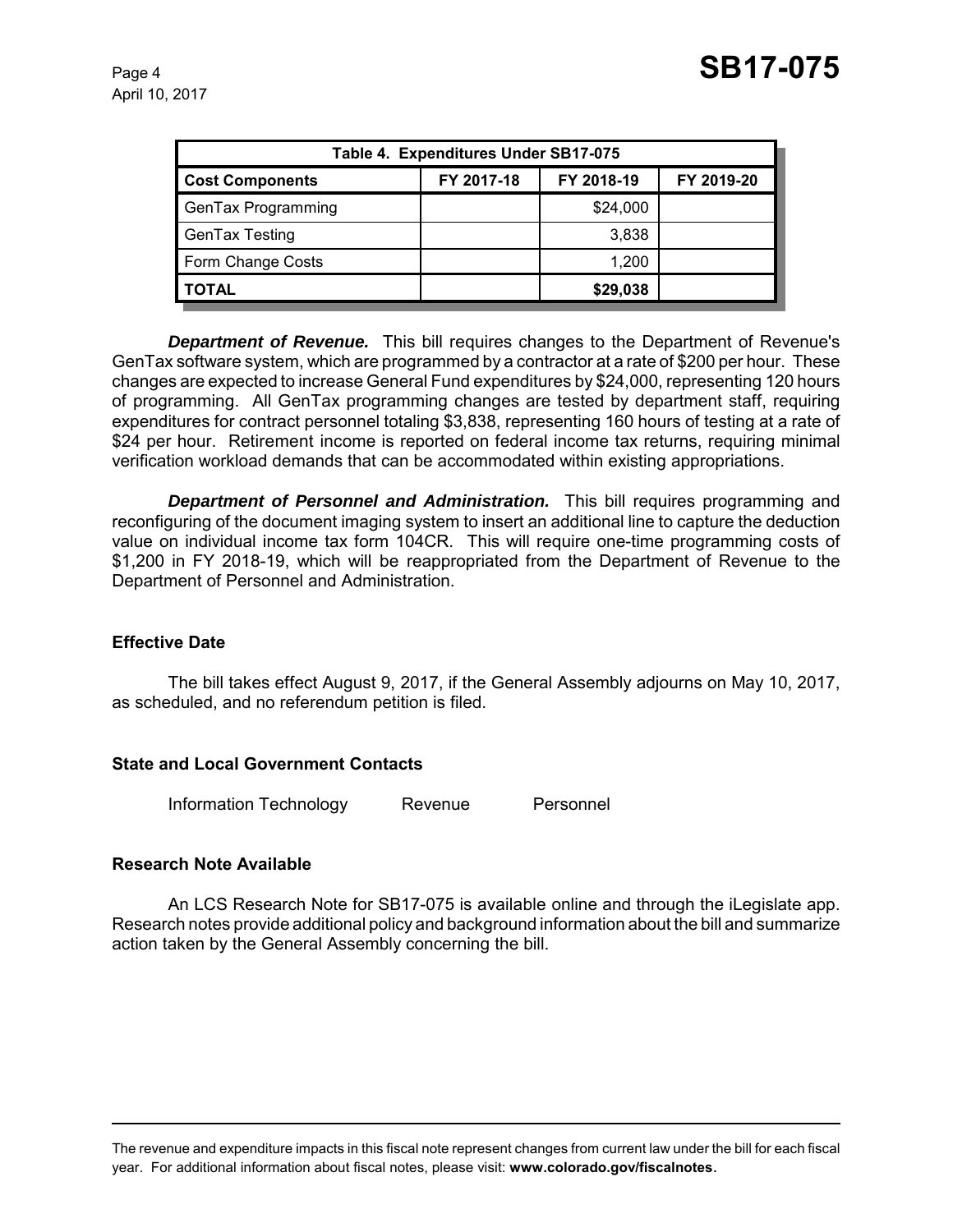| Table 4. Expenditures Under SB17-075 | | | |
|---|---|---|---|
| **Cost Components** | **FY 2017-18** | **FY 2018-19** | **FY 2019-20** |
| GenTax Programming | | $24,000 | |
| GenTax Testing | | 3,838 | |
| Form Change Costs | | 1,200 | |
| **TOTAL** | | **$29,038** | |

***Department of Revenue.*** This bill requires changes to the Department of Revenue's GenTax software system, which are programmed by a contractor at a rate of $200 per hour. These changes are expected to increase General Fund expenditures by $24,000, representing 120 hours of programming. All GenTax programming changes are tested by department staff, requiring expenditures for contract personnel totaling $3,838, representing 160 hours of testing at a rate of $24 per hour. Retirement income is reported on federal income tax returns, requiring minimal verification workload demands that can be accommodated within existing appropriations.

***Department of Personnel and Administration.*** This bill requires programming and reconfiguring of the document imaging system to insert an additional line to capture the deduction value on individual income tax form 104CR. This will require one-time programming costs of $1,200 in FY 2018-19, which will be reappropriated from the Department of Revenue to the Department of Personnel and Administration.

### Effective Date

The bill takes effect August 9, 2017, if the General Assembly adjourns on May 10, 2017, as scheduled, and no referendum petition is filed.

### State and Local Government Contacts

Information Technology    Revenue    Personnel

### Research Note Available

An LCS Research Note for SB17-075 is available online and through the iLegislate app. Research notes provide additional policy and background information about the bill and summarize action taken by the General Assembly concerning the bill.

The revenue and expenditure impacts in this fiscal note represent changes from current law under the bill for each fiscal year. For additional information about fiscal notes, please visit: **www.colorado.gov/fiscalnotes.**